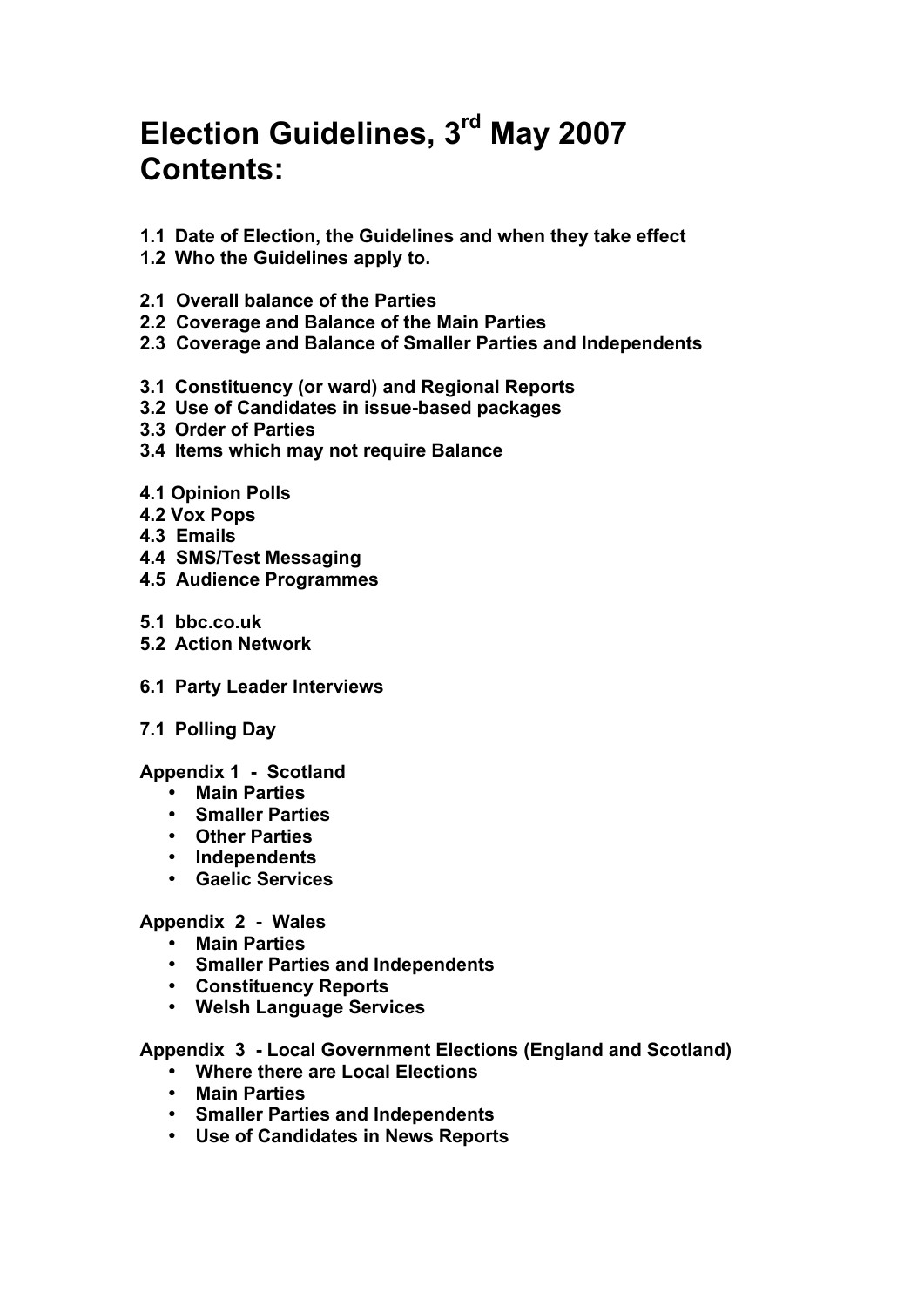# Election Guidelines, 3rd May 2007 Contents:

**1.1 Date of Election, the Guidelines and when they take effect**
**1.2 Who the Guidelines apply to.**

**2.1 Overall balance of the Parties**
**2.2 Coverage and Balance of the Main Parties**
**2.3 Coverage and Balance of Smaller Parties and Independents**

**3.1 Constituency (or ward) and Regional Reports**
**3.2 Use of Candidates in issue-based packages**
**3.3 Order of Parties**
**3.4 Items which may not require Balance**

**4.1 Opinion Polls**
**4.2 Vox Pops**
**4.3 Emails**
**4.4 SMS/Test Messaging**
**4.5 Audience Programmes**

**5.1 bbc.co.uk**
**5.2 Action Network**

**6.1 Party Leader Interviews**

**7.1 Polling Day**

**Appendix 1 - Scotland**

- **Main Parties**
- **Smaller Parties**
- **Other Parties**
- **Independents**
- **Gaelic Services**

**Appendix 2 - Wales**

- **Main Parties**
- **Smaller Parties and Independents**
- **Constituency Reports**
- **Welsh Language Services**

**Appendix 3 - Local Government Elections (England and Scotland)**

- **Where there are Local Elections**
- **Main Parties**
- **Smaller Parties and Independents**
- **Use of Candidates in News Reports**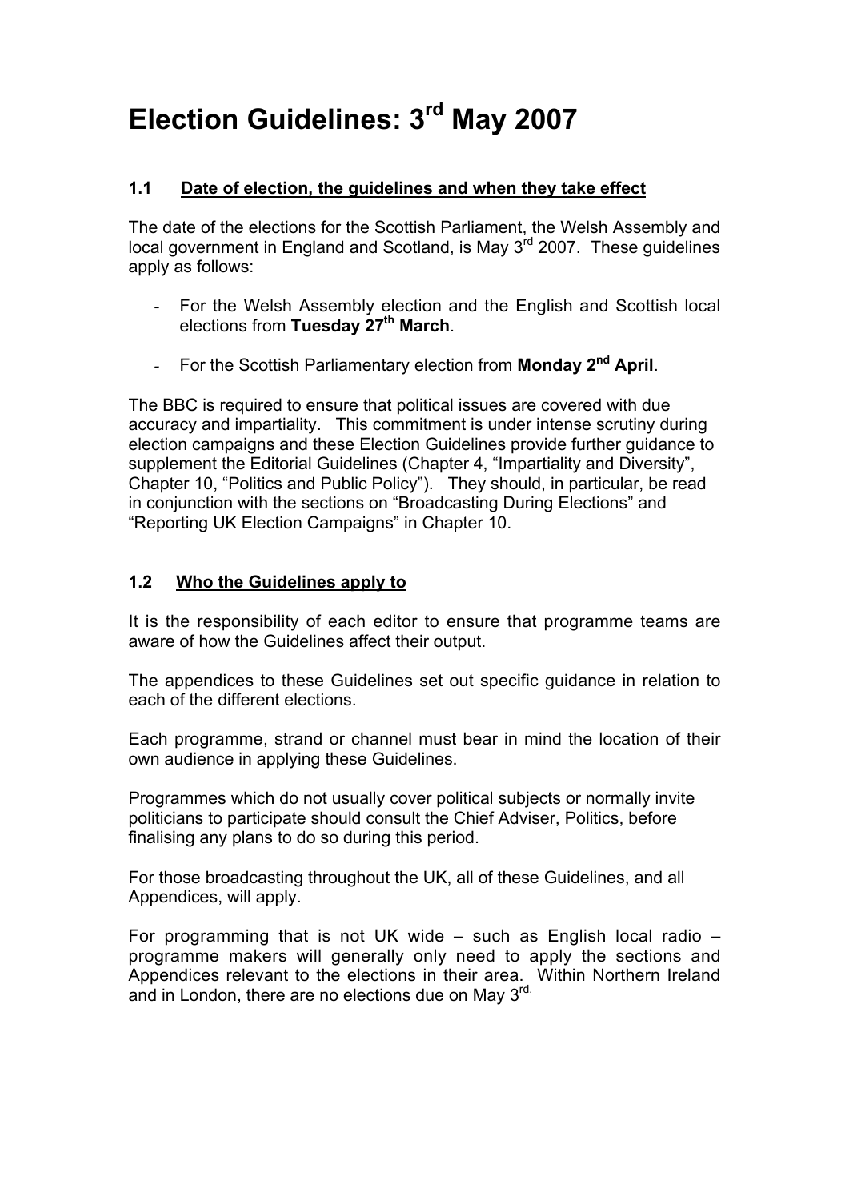# Election Guidelines: 3rd May 2007

### 1.1 Date of election, the guidelines and when they take effect

The date of the elections for the Scottish Parliament, the Welsh Assembly and local government in England and Scotland, is May 3rd 2007. These guidelines apply as follows:

- For the Welsh Assembly election and the English and Scottish local elections from **Tuesday 27th March**.
- For the Scottish Parliamentary election from **Monday 2nd April**.

The BBC is required to ensure that political issues are covered with due accuracy and impartiality. This commitment is under intense scrutiny during election campaigns and these Election Guidelines provide further guidance to supplement the Editorial Guidelines (Chapter 4, "Impartiality and Diversity", Chapter 10, "Politics and Public Policy"). They should, in particular, be read in conjunction with the sections on "Broadcasting During Elections" and "Reporting UK Election Campaigns" in Chapter 10.

### 1.2 Who the Guidelines apply to

It is the responsibility of each editor to ensure that programme teams are aware of how the Guidelines affect their output.

The appendices to these Guidelines set out specific guidance in relation to each of the different elections.

Each programme, strand or channel must bear in mind the location of their own audience in applying these Guidelines.

Programmes which do not usually cover political subjects or normally invite politicians to participate should consult the Chief Adviser, Politics, before finalising any plans to do so during this period.

For those broadcasting throughout the UK, all of these Guidelines, and all Appendices, will apply.

For programming that is not UK wide – such as English local radio – programme makers will generally only need to apply the sections and Appendices relevant to the elections in their area. Within Northern Ireland and in London, there are no elections due on May 3rd.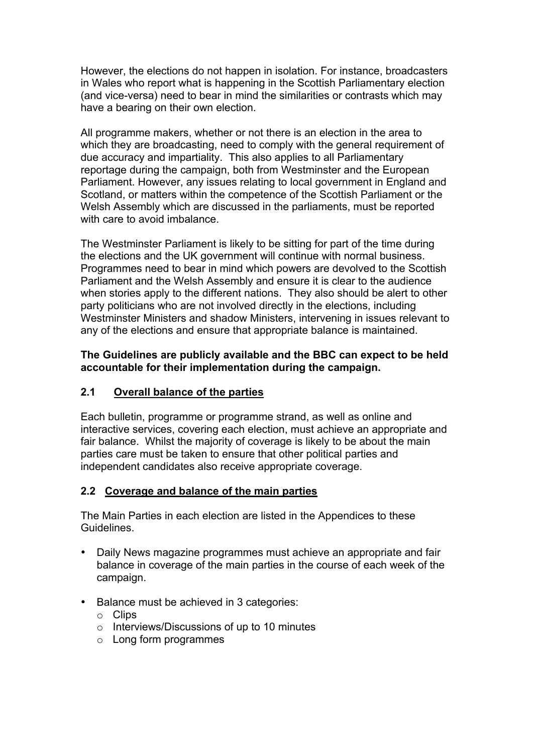However, the elections do not happen in isolation. For instance, broadcasters in Wales who report what is happening in the Scottish Parliamentary election (and vice-versa) need to bear in mind the similarities or contrasts which may have a bearing on their own election.

All programme makers, whether or not there is an election in the area to which they are broadcasting, need to comply with the general requirement of due accuracy and impartiality. This also applies to all Parliamentary reportage during the campaign, both from Westminster and the European Parliament. However, any issues relating to local government in England and Scotland, or matters within the competence of the Scottish Parliament or the Welsh Assembly which are discussed in the parliaments, must be reported with care to avoid imbalance.

The Westminster Parliament is likely to be sitting for part of the time during the elections and the UK government will continue with normal business. Programmes need to bear in mind which powers are devolved to the Scottish Parliament and the Welsh Assembly and ensure it is clear to the audience when stories apply to the different nations. They also should be alert to other party politicians who are not involved directly in the elections, including Westminster Ministers and shadow Ministers, intervening in issues relevant to any of the elections and ensure that appropriate balance is maintained.

**The Guidelines are publicly available and the BBC can expect to be held accountable for their implementation during the campaign.**

### 2.1 Overall balance of the parties

Each bulletin, programme or programme strand, as well as online and interactive services, covering each election, must achieve an appropriate and fair balance. Whilst the majority of coverage is likely to be about the main parties care must be taken to ensure that other political parties and independent candidates also receive appropriate coverage.

### 2.2 Coverage and balance of the main parties

The Main Parties in each election are listed in the Appendices to these Guidelines.

- Daily News magazine programmes must achieve an appropriate and fair balance in coverage of the main parties in the course of each week of the campaign.
- Balance must be achieved in 3 categories:
  - Clips
  - Interviews/Discussions of up to 10 minutes
  - Long form programmes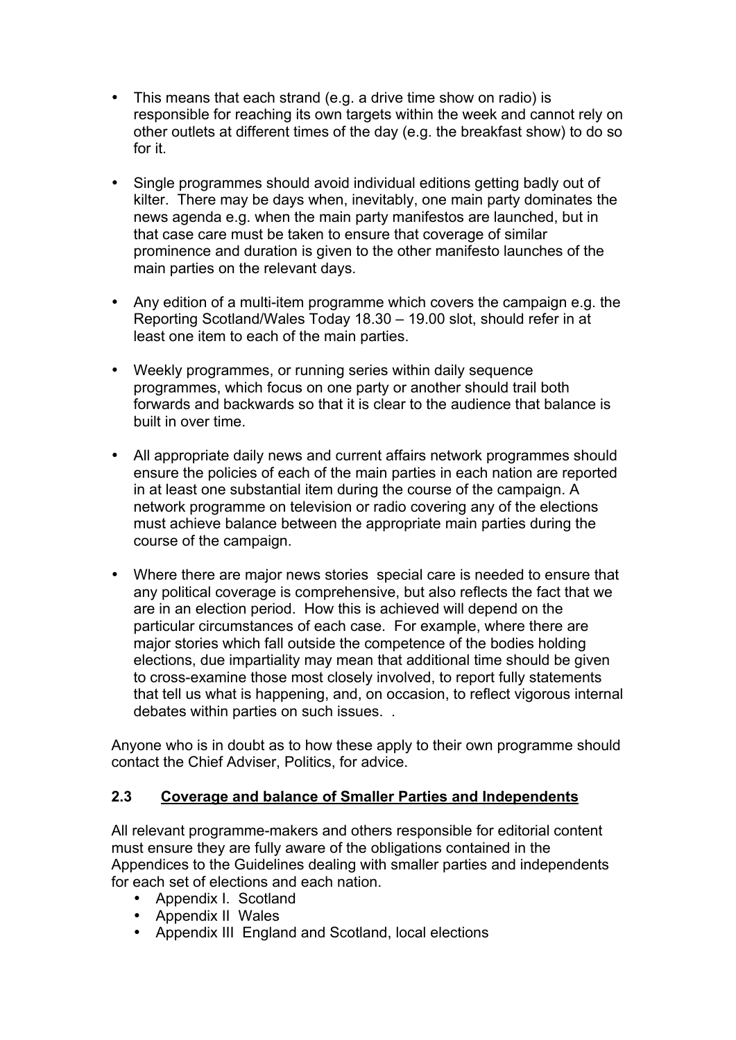- This means that each strand (e.g. a drive time show on radio) is responsible for reaching its own targets within the week and cannot rely on other outlets at different times of the day (e.g. the breakfast show) to do so for it.

- Single programmes should avoid individual editions getting badly out of kilter. There may be days when, inevitably, one main party dominates the news agenda e.g. when the main party manifestos are launched, but in that case care must be taken to ensure that coverage of similar prominence and duration is given to the other manifesto launches of the main parties on the relevant days.

- Any edition of a multi-item programme which covers the campaign e.g. the Reporting Scotland/Wales Today 18.30 – 19.00 slot, should refer in at least one item to each of the main parties.

- Weekly programmes, or running series within daily sequence programmes, which focus on one party or another should trail both forwards and backwards so that it is clear to the audience that balance is built in over time.

- All appropriate daily news and current affairs network programmes should ensure the policies of each of the main parties in each nation are reported in at least one substantial item during the course of the campaign. A network programme on television or radio covering any of the elections must achieve balance between the appropriate main parties during the course of the campaign.

- Where there are major news stories special care is needed to ensure that any political coverage is comprehensive, but also reflects the fact that we are in an election period. How this is achieved will depend on the particular circumstances of each case. For example, where there are major stories which fall outside the competence of the bodies holding elections, due impartiality may mean that additional time should be given to cross-examine those most closely involved, to report fully statements that tell us what is happening, and, on occasion, to reflect vigorous internal debates within parties on such issues. .

Anyone who is in doubt as to how these apply to their own programme should contact the Chief Adviser, Politics, for advice.

## 2.3 Coverage and balance of Smaller Parties and Independents

All relevant programme-makers and others responsible for editorial content must ensure they are fully aware of the obligations contained in the Appendices to the Guidelines dealing with smaller parties and independents for each set of elections and each nation.

- Appendix I. Scotland
- Appendix II Wales
- Appendix III England and Scotland, local elections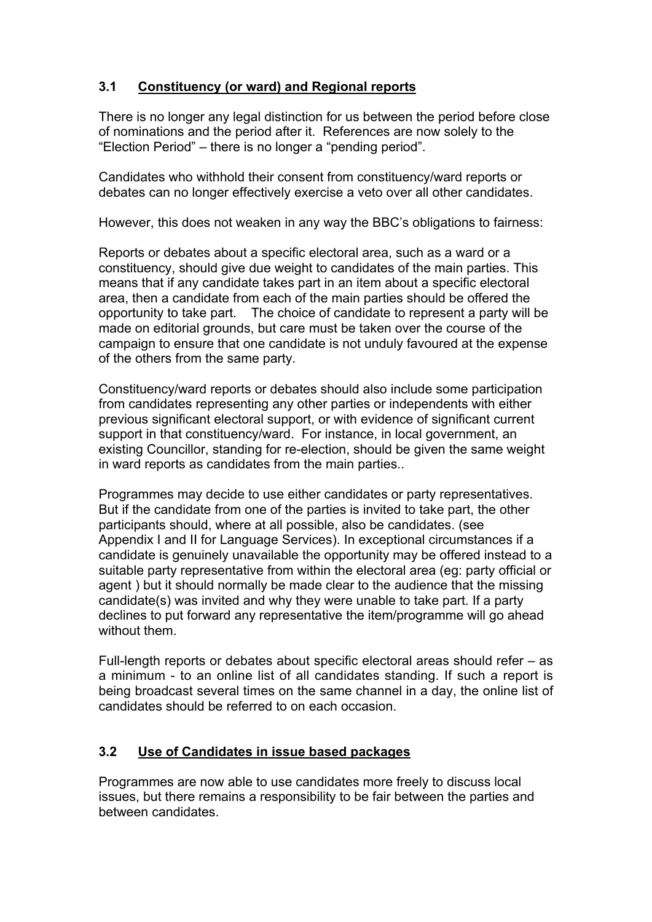### 3.1 Constituency (or ward) and Regional reports

There is no longer any legal distinction for us between the period before close of nominations and the period after it. References are now solely to the "Election Period" – there is no longer a "pending period".

Candidates who withhold their consent from constituency/ward reports or debates can no longer effectively exercise a veto over all other candidates.

However, this does not weaken in any way the BBC's obligations to fairness:

Reports or debates about a specific electoral area, such as a ward or a constituency, should give due weight to candidates of the main parties. This means that if any candidate takes part in an item about a specific electoral area, then a candidate from each of the main parties should be offered the opportunity to take part. The choice of candidate to represent a party will be made on editorial grounds, but care must be taken over the course of the campaign to ensure that one candidate is not unduly favoured at the expense of the others from the same party.

Constituency/ward reports or debates should also include some participation from candidates representing any other parties or independents with either previous significant electoral support, or with evidence of significant current support in that constituency/ward. For instance, in local government, an existing Councillor, standing for re-election, should be given the same weight in ward reports as candidates from the main parties..

Programmes may decide to use either candidates or party representatives. But if the candidate from one of the parties is invited to take part, the other participants should, where at all possible, also be candidates. (see Appendix I and II for Language Services). In exceptional circumstances if a candidate is genuinely unavailable the opportunity may be offered instead to a suitable party representative from within the electoral area (eg: party official or agent ) but it should normally be made clear to the audience that the missing candidate(s) was invited and why they were unable to take part. If a party declines to put forward any representative the item/programme will go ahead without them.

Full-length reports or debates about specific electoral areas should refer – as a minimum - to an online list of all candidates standing. If such a report is being broadcast several times on the same channel in a day, the online list of candidates should be referred to on each occasion.

### 3.2 Use of Candidates in issue based packages

Programmes are now able to use candidates more freely to discuss local issues, but there remains a responsibility to be fair between the parties and between candidates.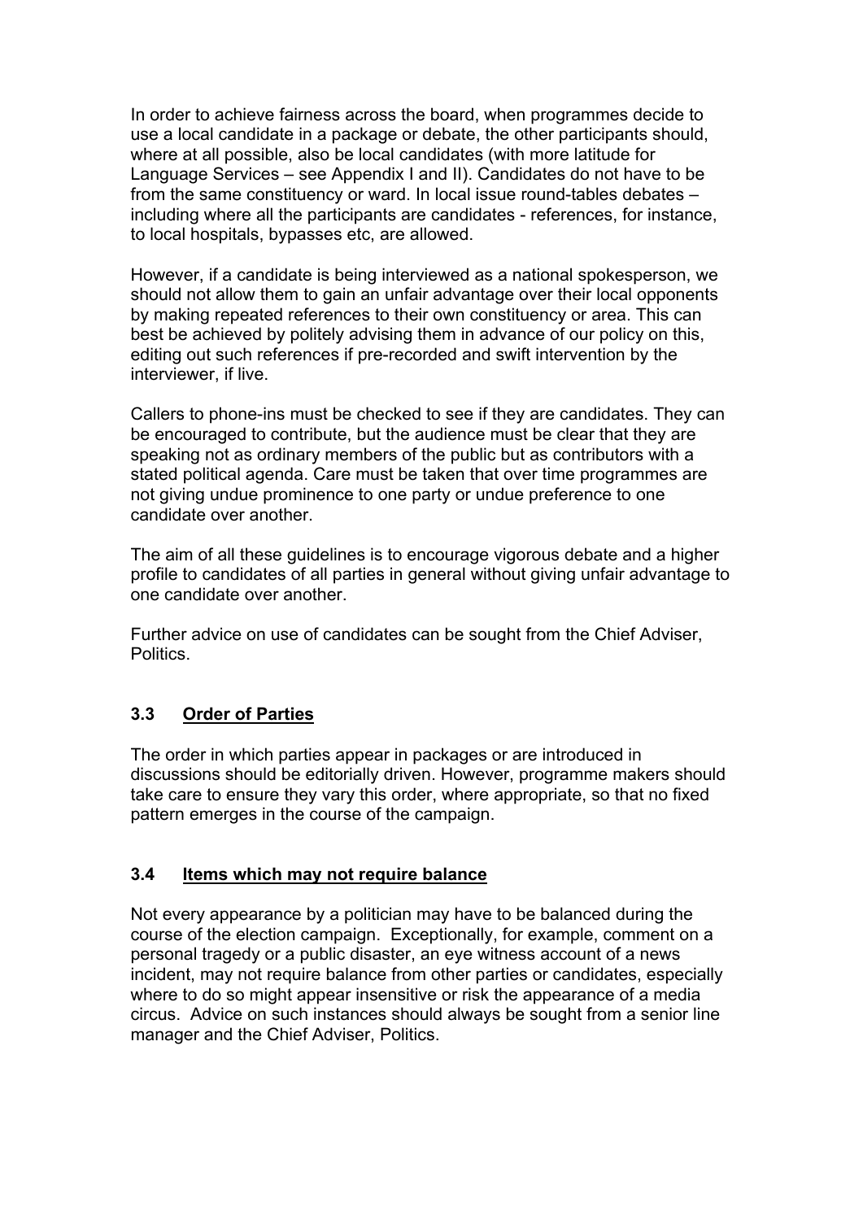In order to achieve fairness across the board, when programmes decide to use a local candidate in a package or debate, the other participants should, where at all possible, also be local candidates (with more latitude for Language Services – see Appendix I and II). Candidates do not have to be from the same constituency or ward. In local issue round-tables debates – including where all the participants are candidates - references, for instance, to local hospitals, bypasses etc, are allowed.

However, if a candidate is being interviewed as a national spokesperson, we should not allow them to gain an unfair advantage over their local opponents by making repeated references to their own constituency or area. This can best be achieved by politely advising them in advance of our policy on this, editing out such references if pre-recorded and swift intervention by the interviewer, if live.

Callers to phone-ins must be checked to see if they are candidates. They can be encouraged to contribute, but the audience must be clear that they are speaking not as ordinary members of the public but as contributors with a stated political agenda. Care must be taken that over time programmes are not giving undue prominence to one party or undue preference to one candidate over another.

The aim of all these guidelines is to encourage vigorous debate and a higher profile to candidates of all parties in general without giving unfair advantage to one candidate over another.

Further advice on use of candidates can be sought from the Chief Adviser, Politics.

### 3.3 Order of Parties

The order in which parties appear in packages or are introduced in discussions should be editorially driven. However, programme makers should take care to ensure they vary this order, where appropriate, so that no fixed pattern emerges in the course of the campaign.

### 3.4 Items which may not require balance

Not every appearance by a politician may have to be balanced during the course of the election campaign. Exceptionally, for example, comment on a personal tragedy or a public disaster, an eye witness account of a news incident, may not require balance from other parties or candidates, especially where to do so might appear insensitive or risk the appearance of a media circus. Advice on such instances should always be sought from a senior line manager and the Chief Adviser, Politics.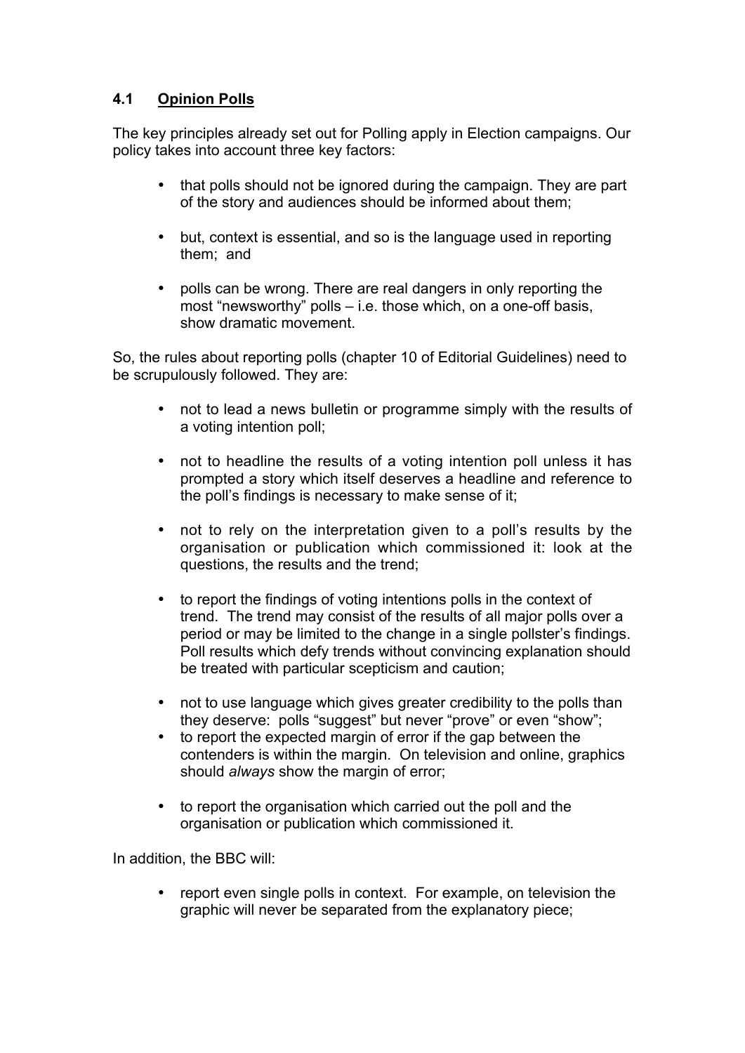## 4.1 Opinion Polls

The key principles already set out for Polling apply in Election campaigns. Our policy takes into account three key factors:

- that polls should not be ignored during the campaign. They are part of the story and audiences should be informed about them;
- but, context is essential, and so is the language used in reporting them; and
- polls can be wrong. There are real dangers in only reporting the most "newsworthy" polls – i.e. those which, on a one-off basis, show dramatic movement.

So, the rules about reporting polls (chapter 10 of Editorial Guidelines) need to be scrupulously followed. They are:

- not to lead a news bulletin or programme simply with the results of a voting intention poll;
- not to headline the results of a voting intention poll unless it has prompted a story which itself deserves a headline and reference to the poll's findings is necessary to make sense of it;
- not to rely on the interpretation given to a poll's results by the organisation or publication which commissioned it: look at the questions, the results and the trend;
- to report the findings of voting intentions polls in the context of trend. The trend may consist of the results of all major polls over a period or may be limited to the change in a single pollster's findings. Poll results which defy trends without convincing explanation should be treated with particular scepticism and caution;
- not to use language which gives greater credibility to the polls than they deserve: polls "suggest" but never "prove" or even "show";
- to report the expected margin of error if the gap between the contenders is within the margin. On television and online, graphics should *always* show the margin of error;
- to report the organisation which carried out the poll and the organisation or publication which commissioned it.

In addition, the BBC will:

- report even single polls in context. For example, on television the graphic will never be separated from the explanatory piece;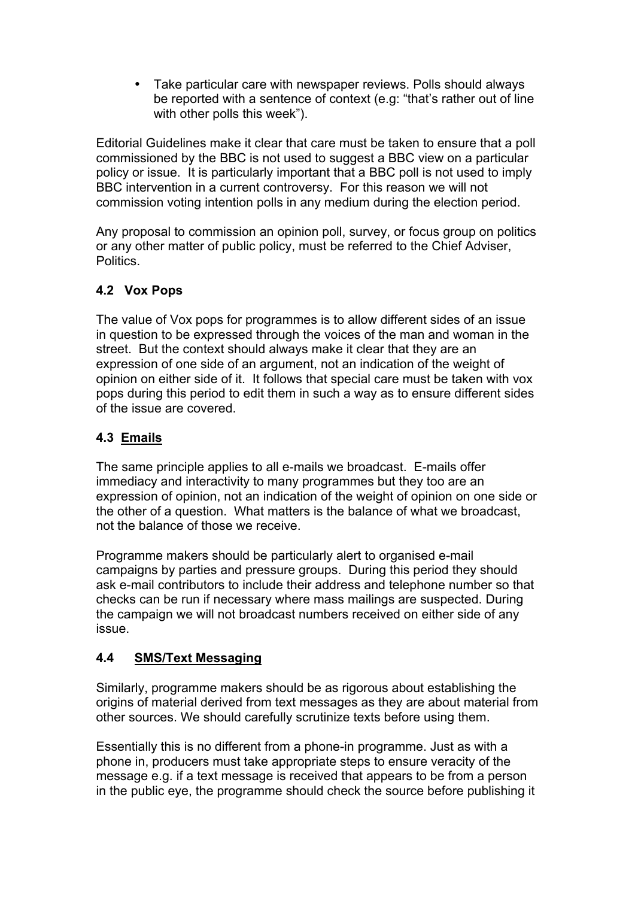- Take particular care with newspaper reviews. Polls should always be reported with a sentence of context (e.g: "that's rather out of line with other polls this week").

Editorial Guidelines make it clear that care must be taken to ensure that a poll commissioned by the BBC is not used to suggest a BBC view on a particular policy or issue. It is particularly important that a BBC poll is not used to imply BBC intervention in a current controversy. For this reason we will not commission voting intention polls in any medium during the election period.

Any proposal to commission an opinion poll, survey, or focus group on politics or any other matter of public policy, must be referred to the Chief Adviser, Politics.

### 4.2 Vox Pops

The value of Vox pops for programmes is to allow different sides of an issue in question to be expressed through the voices of the man and woman in the street. But the context should always make it clear that they are an expression of one side of an argument, not an indication of the weight of opinion on either side of it. It follows that special care must be taken with vox pops during this period to edit them in such a way as to ensure different sides of the issue are covered.

### 4.3 <u>Emails</u>

The same principle applies to all e-mails we broadcast. E-mails offer immediacy and interactivity to many programmes but they too are an expression of opinion, not an indication of the weight of opinion on one side or the other of a question. What matters is the balance of what we broadcast, not the balance of those we receive.

Programme makers should be particularly alert to organised e-mail campaigns by parties and pressure groups. During this period they should ask e-mail contributors to include their address and telephone number so that checks can be run if necessary where mass mailings are suspected. During the campaign we will not broadcast numbers received on either side of any issue.

### 4.4 <u>SMS/Text Messaging</u>

Similarly, programme makers should be as rigorous about establishing the origins of material derived from text messages as they are about material from other sources. We should carefully scrutinize texts before using them.

Essentially this is no different from a phone-in programme. Just as with a phone in, producers must take appropriate steps to ensure veracity of the message e.g. if a text message is received that appears to be from a person in the public eye, the programme should check the source before publishing it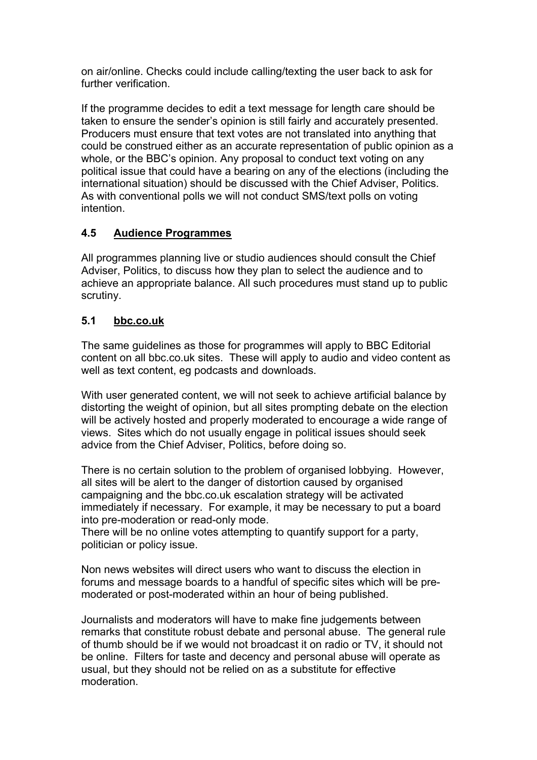on air/online. Checks could include calling/texting the user back to ask for further verification.

If the programme decides to edit a text message for length care should be taken to ensure the sender's opinion is still fairly and accurately presented. Producers must ensure that text votes are not translated into anything that could be construed either as an accurate representation of public opinion as a whole, or the BBC's opinion. Any proposal to conduct text voting on any political issue that could have a bearing on any of the elections (including the international situation) should be discussed with the Chief Adviser, Politics. As with conventional polls we will not conduct SMS/text polls on voting intention.

## 4.5 Audience Programmes

All programmes planning live or studio audiences should consult the Chief Adviser, Politics, to discuss how they plan to select the audience and to achieve an appropriate balance. All such procedures must stand up to public scrutiny.

## 5.1 bbc.co.uk

The same guidelines as those for programmes will apply to BBC Editorial content on all bbc.co.uk sites. These will apply to audio and video content as well as text content, eg podcasts and downloads.

With user generated content, we will not seek to achieve artificial balance by distorting the weight of opinion, but all sites prompting debate on the election will be actively hosted and properly moderated to encourage a wide range of views. Sites which do not usually engage in political issues should seek advice from the Chief Adviser, Politics, before doing so.

There is no certain solution to the problem of organised lobbying. However, all sites will be alert to the danger of distortion caused by organised campaigning and the bbc.co.uk escalation strategy will be activated immediately if necessary. For example, it may be necessary to put a board into pre-moderation or read-only mode.
There will be no online votes attempting to quantify support for a party, politician or policy issue.

Non news websites will direct users who want to discuss the election in forums and message boards to a handful of specific sites which will be pre-moderated or post-moderated within an hour of being published.

Journalists and moderators will have to make fine judgements between remarks that constitute robust debate and personal abuse. The general rule of thumb should be if we would not broadcast it on radio or TV, it should not be online. Filters for taste and decency and personal abuse will operate as usual, but they should not be relied on as a substitute for effective moderation.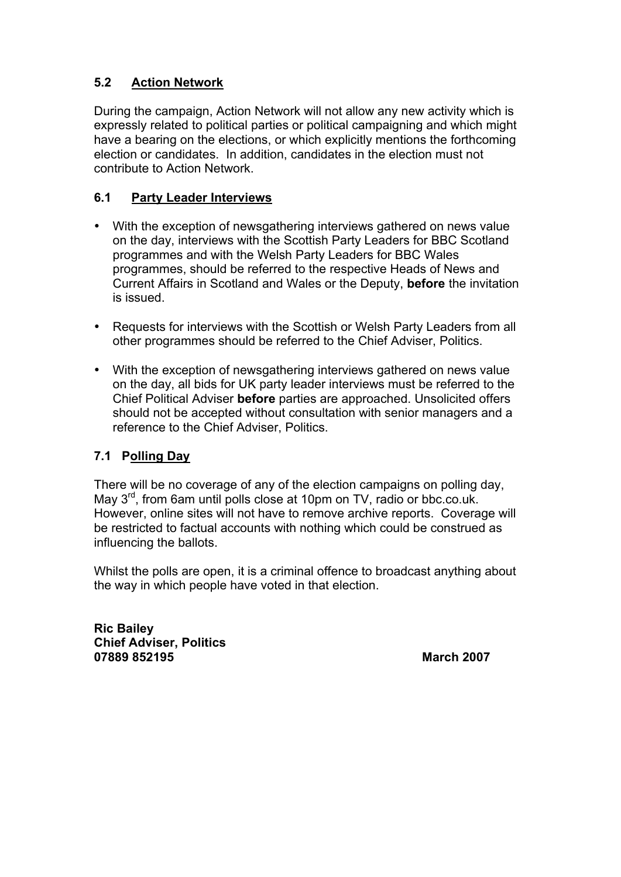## 5.2 Action Network

During the campaign, Action Network will not allow any new activity which is expressly related to political parties or political campaigning and which might have a bearing on the elections, or which explicitly mentions the forthcoming election or candidates. In addition, candidates in the election must not contribute to Action Network.

## 6.1 Party Leader Interviews

- With the exception of newsgathering interviews gathered on news value on the day, interviews with the Scottish Party Leaders for BBC Scotland programmes and with the Welsh Party Leaders for BBC Wales programmes, should be referred to the respective Heads of News and Current Affairs in Scotland and Wales or the Deputy, **before** the invitation is issued.
- Requests for interviews with the Scottish or Welsh Party Leaders from all other programmes should be referred to the Chief Adviser, Politics.
- With the exception of newsgathering interviews gathered on news value on the day, all bids for UK party leader interviews must be referred to the Chief Political Adviser **before** parties are approached. Unsolicited offers should not be accepted without consultation with senior managers and a reference to the Chief Adviser, Politics.

## 7.1 Polling Day

There will be no coverage of any of the election campaigns on polling day, May 3rd, from 6am until polls close at 10pm on TV, radio or bbc.co.uk. However, online sites will not have to remove archive reports. Coverage will be restricted to factual accounts with nothing which could be construed as influencing the ballots.

Whilst the polls are open, it is a criminal offence to broadcast anything about the way in which people have voted in that election.

**Ric Bailey**
**Chief Adviser, Politics**
**07889 852195** **March 2007**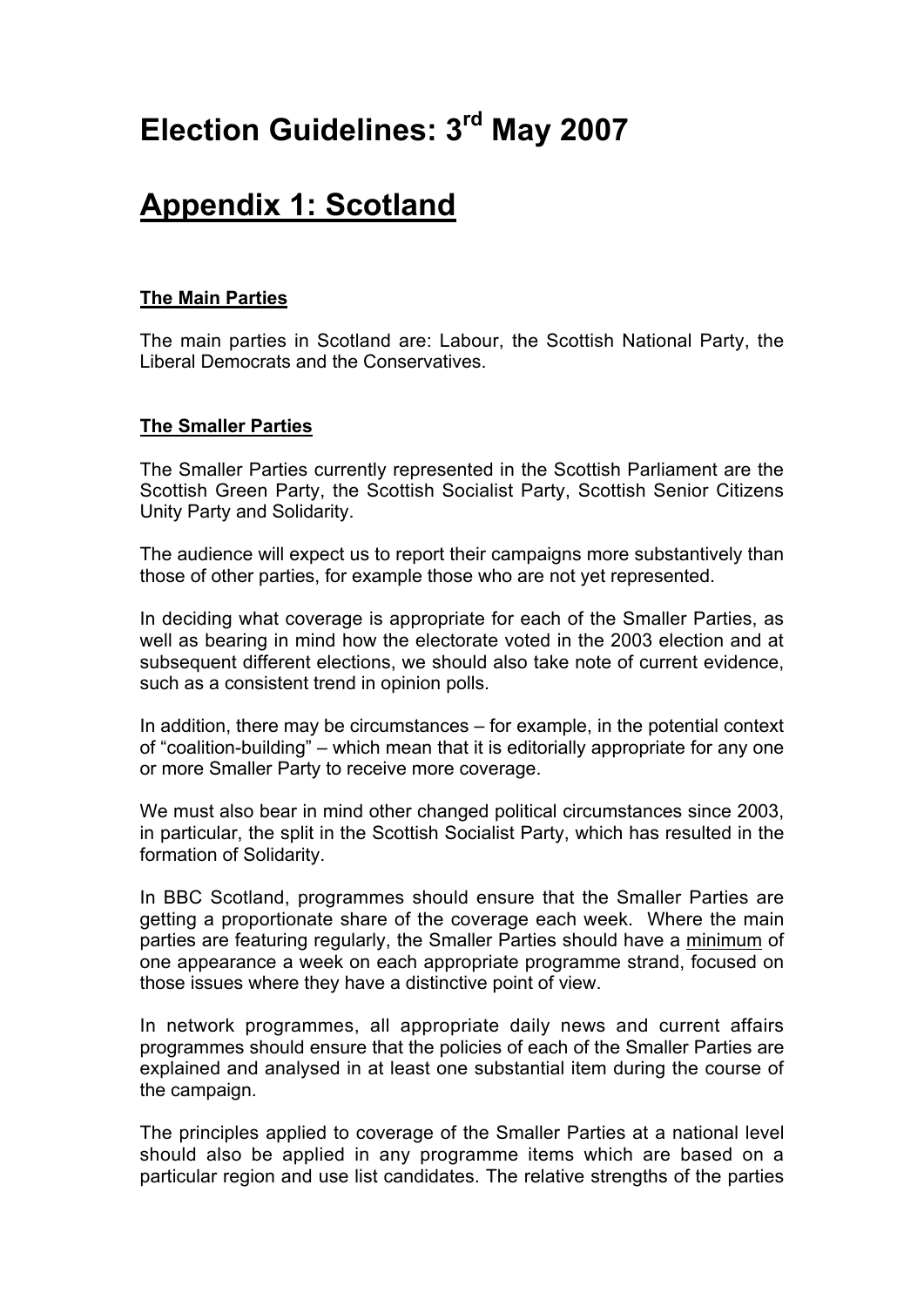# Election Guidelines: 3rd May 2007

# Appendix 1: Scotland

### The Main Parties

The main parties in Scotland are: Labour, the Scottish National Party, the Liberal Democrats and the Conservatives.

### The Smaller Parties

The Smaller Parties currently represented in the Scottish Parliament are the Scottish Green Party, the Scottish Socialist Party, Scottish Senior Citizens Unity Party and Solidarity.

The audience will expect us to report their campaigns more substantively than those of other parties, for example those who are not yet represented.

In deciding what coverage is appropriate for each of the Smaller Parties, as well as bearing in mind how the electorate voted in the 2003 election and at subsequent different elections, we should also take note of current evidence, such as a consistent trend in opinion polls.

In addition, there may be circumstances – for example, in the potential context of "coalition-building" – which mean that it is editorially appropriate for any one or more Smaller Party to receive more coverage.

We must also bear in mind other changed political circumstances since 2003, in particular, the split in the Scottish Socialist Party, which has resulted in the formation of Solidarity.

In BBC Scotland, programmes should ensure that the Smaller Parties are getting a proportionate share of the coverage each week. Where the main parties are featuring regularly, the Smaller Parties should have a minimum of one appearance a week on each appropriate programme strand, focused on those issues where they have a distinctive point of view.

In network programmes, all appropriate daily news and current affairs programmes should ensure that the policies of each of the Smaller Parties are explained and analysed in at least one substantial item during the course of the campaign.

The principles applied to coverage of the Smaller Parties at a national level should also be applied in any programme items which are based on a particular region and use list candidates. The relative strengths of the parties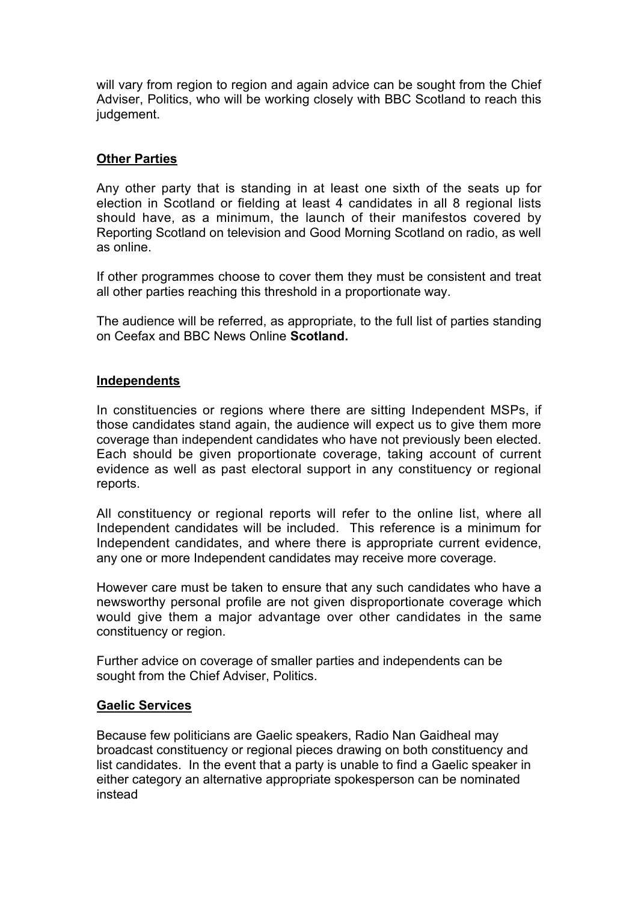will vary from region to region and again advice can be sought from the Chief Adviser, Politics, who will be working closely with BBC Scotland to reach this judgement.

**Other Parties**

Any other party that is standing in at least one sixth of the seats up for election in Scotland or fielding at least 4 candidates in all 8 regional lists should have, as a minimum, the launch of their manifestos covered by Reporting Scotland on television and Good Morning Scotland on radio, as well as online.

If other programmes choose to cover them they must be consistent and treat all other parties reaching this threshold in a proportionate way.

The audience will be referred, as appropriate, to the full list of parties standing on Ceefax and BBC News Online **Scotland.**

**Independents**

In constituencies or regions where there are sitting Independent MSPs, if those candidates stand again, the audience will expect us to give them more coverage than independent candidates who have not previously been elected. Each should be given proportionate coverage, taking account of current evidence as well as past electoral support in any constituency or regional reports.

All constituency or regional reports will refer to the online list, where all Independent candidates will be included. This reference is a minimum for Independent candidates, and where there is appropriate current evidence, any one or more Independent candidates may receive more coverage.

However care must be taken to ensure that any such candidates who have a newsworthy personal profile are not given disproportionate coverage which would give them a major advantage over other candidates in the same constituency or region.

Further advice on coverage of smaller parties and independents can be sought from the Chief Adviser, Politics.

**Gaelic Services**

Because few politicians are Gaelic speakers, Radio Nan Gaidheal may broadcast constituency or regional pieces drawing on both constituency and list candidates. In the event that a party is unable to find a Gaelic speaker in either category an alternative appropriate spokesperson can be nominated instead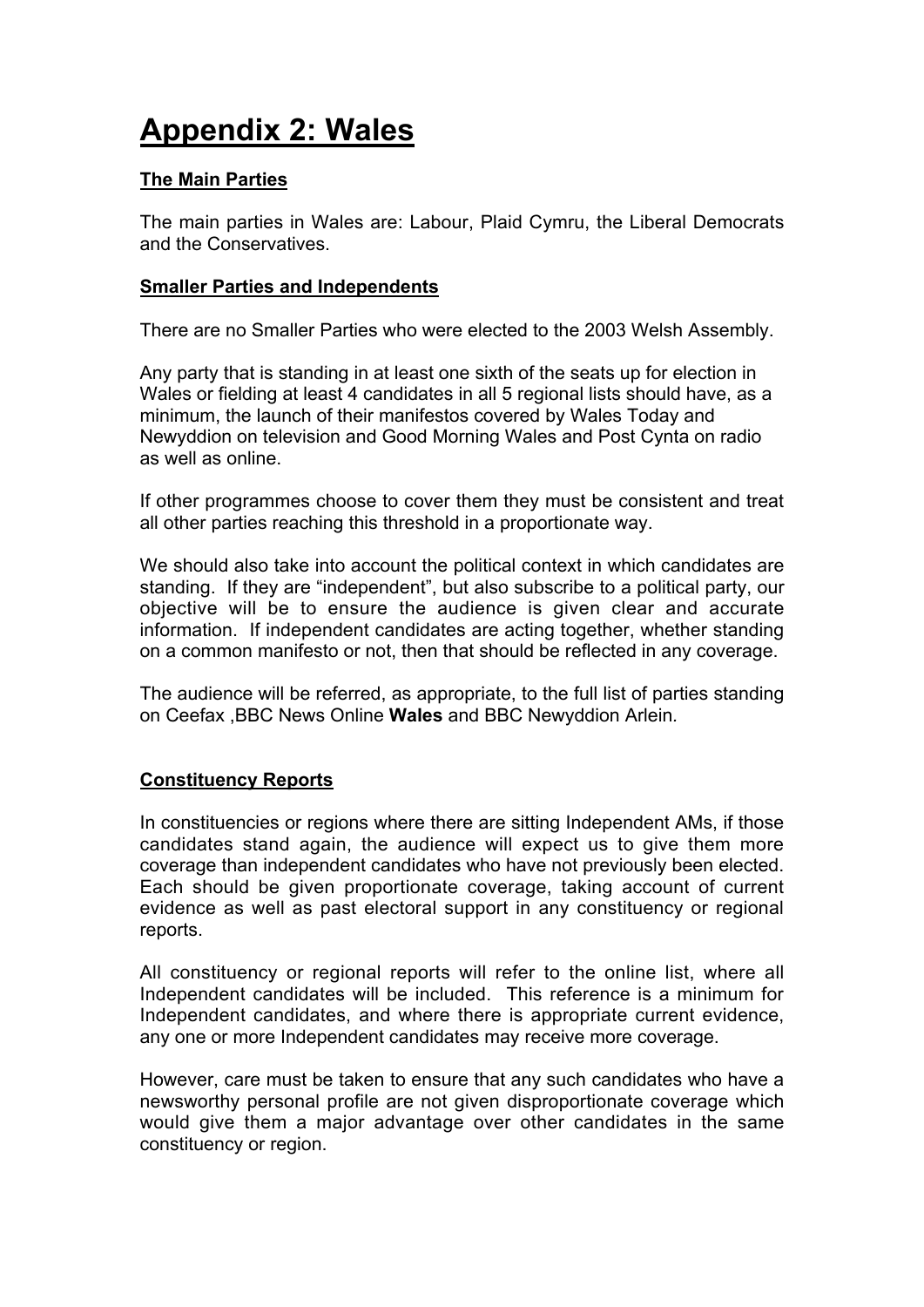# Appendix 2: Wales

### The Main Parties

The main parties in Wales are: Labour, Plaid Cymru, the Liberal Democrats and the Conservatives.

### Smaller Parties and Independents

There are no Smaller Parties who were elected to the 2003 Welsh Assembly.

Any party that is standing in at least one sixth of the seats up for election in Wales or fielding at least 4 candidates in all 5 regional lists should have, as a minimum, the launch of their manifestos covered by Wales Today and Newyddion on television and Good Morning Wales and Post Cynta on radio as well as online.

If other programmes choose to cover them they must be consistent and treat all other parties reaching this threshold in a proportionate way.

We should also take into account the political context in which candidates are standing. If they are "independent", but also subscribe to a political party, our objective will be to ensure the audience is given clear and accurate information. If independent candidates are acting together, whether standing on a common manifesto or not, then that should be reflected in any coverage.

The audience will be referred, as appropriate, to the full list of parties standing on Ceefax ,BBC News Online **Wales** and BBC Newyddion Arlein.

### Constituency Reports

In constituencies or regions where there are sitting Independent AMs, if those candidates stand again, the audience will expect us to give them more coverage than independent candidates who have not previously been elected. Each should be given proportionate coverage, taking account of current evidence as well as past electoral support in any constituency or regional reports.

All constituency or regional reports will refer to the online list, where all Independent candidates will be included. This reference is a minimum for Independent candidates, and where there is appropriate current evidence, any one or more Independent candidates may receive more coverage.

However, care must be taken to ensure that any such candidates who have a newsworthy personal profile are not given disproportionate coverage which would give them a major advantage over other candidates in the same constituency or region.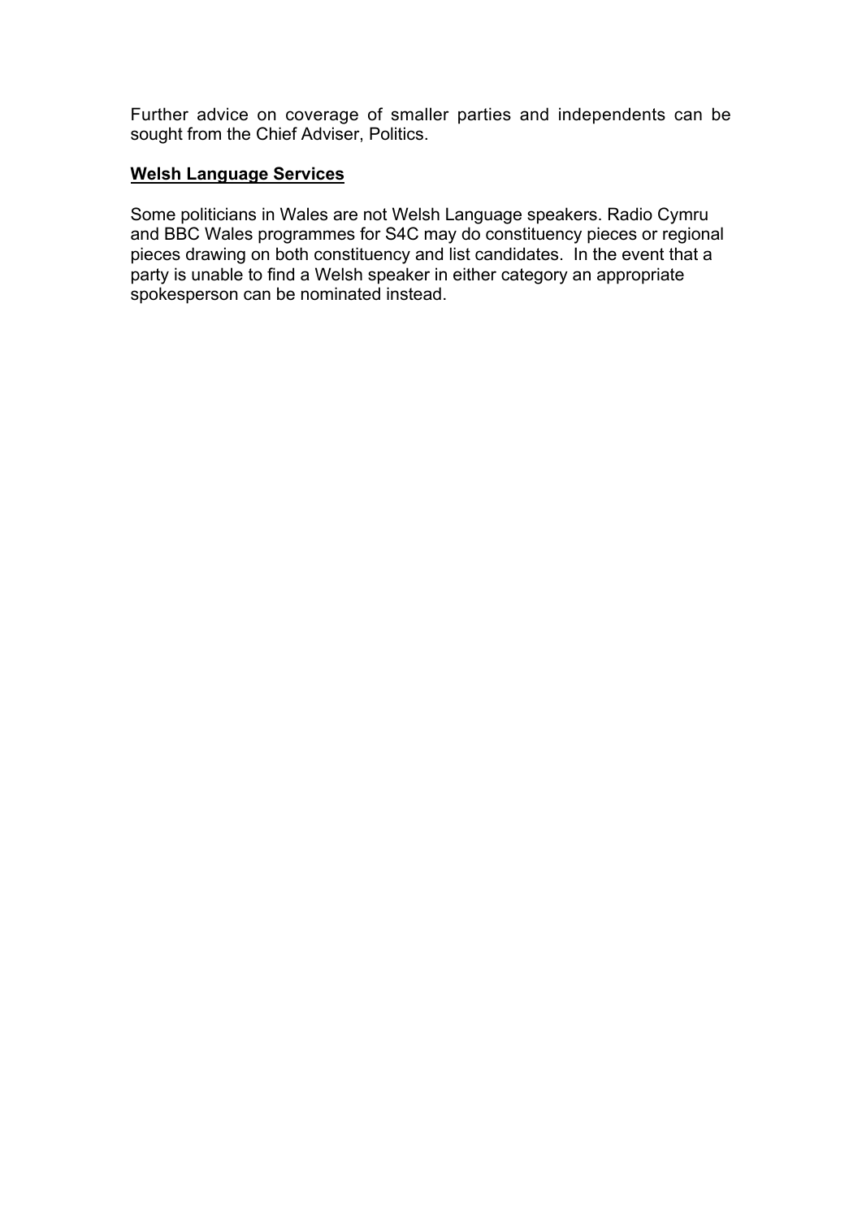Further advice on coverage of smaller parties and independents can be sought from the Chief Adviser, Politics.

**<u>Welsh Language Services</u>**

Some politicians in Wales are not Welsh Language speakers. Radio Cymru and BBC Wales programmes for S4C may do constituency pieces or regional pieces drawing on both constituency and list candidates. In the event that a party is unable to find a Welsh speaker in either category an appropriate spokesperson can be nominated instead.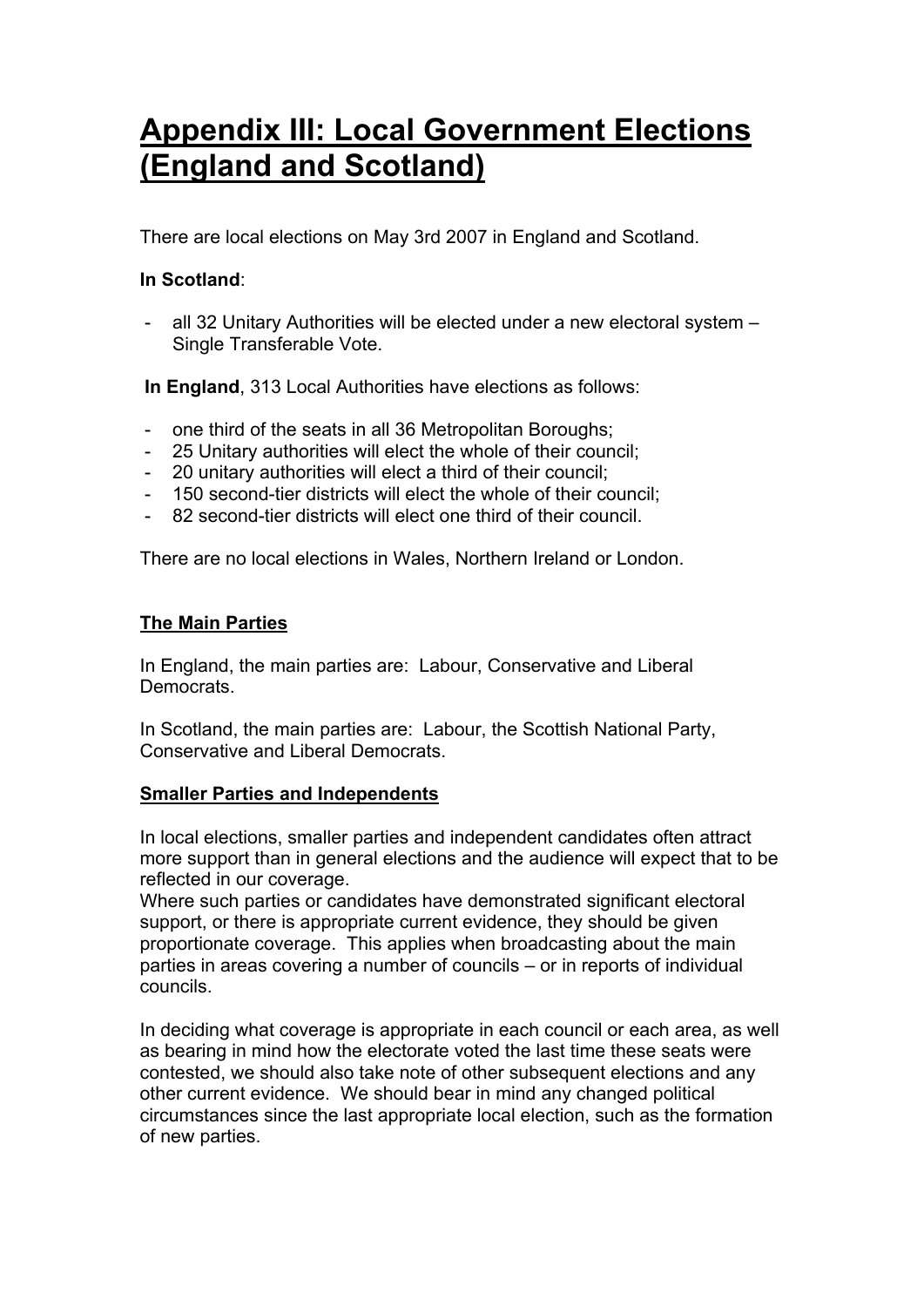# Appendix III: Local Government Elections (England and Scotland)

There are local elections on May 3rd 2007 in England and Scotland.

**In Scotland**:

- all 32 Unitary Authorities will be elected under a new electoral system – Single Transferable Vote.

**In England**, 313 Local Authorities have elections as follows:

- one third of the seats in all 36 Metropolitan Boroughs;
- 25 Unitary authorities will elect the whole of their council;
- 20 unitary authorities will elect a third of their council;
- 150 second-tier districts will elect the whole of their council;
- 82 second-tier districts will elect one third of their council.

There are no local elections in Wales, Northern Ireland or London.

## The Main Parties

In England, the main parties are: Labour, Conservative and Liberal Democrats.

In Scotland, the main parties are: Labour, the Scottish National Party, Conservative and Liberal Democrats.

## Smaller Parties and Independents

In local elections, smaller parties and independent candidates often attract more support than in general elections and the audience will expect that to be reflected in our coverage.
Where such parties or candidates have demonstrated significant electoral support, or there is appropriate current evidence, they should be given proportionate coverage. This applies when broadcasting about the main parties in areas covering a number of councils – or in reports of individual councils.

In deciding what coverage is appropriate in each council or each area, as well as bearing in mind how the electorate voted the last time these seats were contested, we should also take note of other subsequent elections and any other current evidence. We should bear in mind any changed political circumstances since the last appropriate local election, such as the formation of new parties.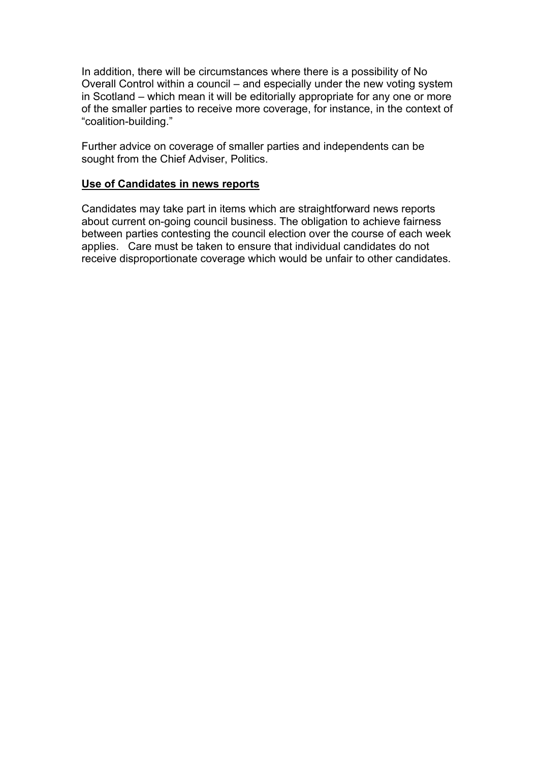In addition, there will be circumstances where there is a possibility of No Overall Control within a council – and especially under the new voting system in Scotland – which mean it will be editorially appropriate for any one or more of the smaller parties to receive more coverage, for instance, in the context of "coalition-building."

Further advice on coverage of smaller parties and independents can be sought from the Chief Adviser, Politics.

**Use of Candidates in news reports**

Candidates may take part in items which are straightforward news reports about current on-going council business. The obligation to achieve fairness between parties contesting the council election over the course of each week applies. Care must be taken to ensure that individual candidates do not receive disproportionate coverage which would be unfair to other candidates.